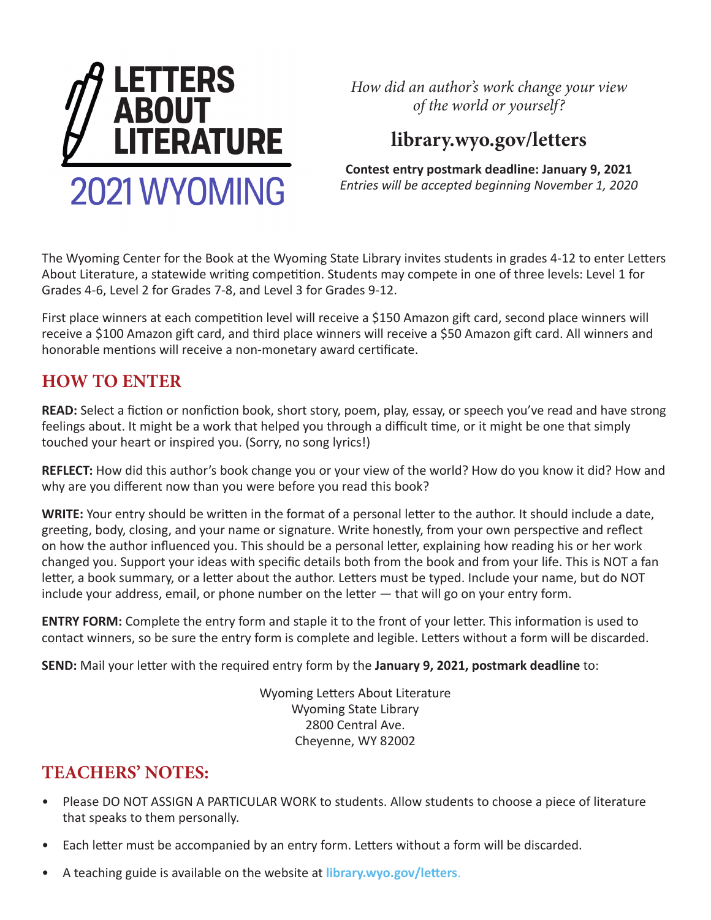# LETTERS ABOUT LITERATURE

## 2021 WYOMING

*How did an author's work change your view of the world or yourself?*

**library.wyo.gov/letters**

**Contest entry postmark deadline: January 9, 2021**
*Entries will be accepted beginning November 1, 2020*

The Wyoming Center for the Book at the Wyoming State Library invites students in grades 4-12 to enter Letters About Literature, a statewide writing competition. Students may compete in one of three levels: Level 1 for Grades 4-6, Level 2 for Grades 7-8, and Level 3 for Grades 9-12.

First place winners at each competition level will receive a $150 Amazon gift card, second place winners will receive a $100 Amazon gift card, and third place winners will receive a $50 Amazon gift card. All winners and honorable mentions will receive a non-monetary award certificate.

## HOW TO ENTER

**READ:** Select a fiction or nonfiction book, short story, poem, play, essay, or speech you've read and have strong feelings about. It might be a work that helped you through a difficult time, or it might be one that simply touched your heart or inspired you. (Sorry, no song lyrics!)

**REFLECT:** How did this author's book change you or your view of the world? How do you know it did? How and why are you different now than you were before you read this book?

**WRITE:** Your entry should be written in the format of a personal letter to the author. It should include a date, greeting, body, closing, and your name or signature. Write honestly, from your own perspective and reflect on how the author influenced you. This should be a personal letter, explaining how reading his or her work changed you. Support your ideas with specific details both from the book and from your life. This is NOT a fan letter, a book summary, or a letter about the author. Letters must be typed. Include your name, but do NOT include your address, email, or phone number on the letter — that will go on your entry form.

**ENTRY FORM:** Complete the entry form and staple it to the front of your letter. This information is used to contact winners, so be sure the entry form is complete and legible. Letters without a form will be discarded.

**SEND:** Mail your letter with the required entry form by the **January 9, 2021, postmark deadline** to:

Wyoming Letters About Literature
Wyoming State Library
2800 Central Ave.
Cheyenne, WY 82002

## TEACHERS' NOTES:

- Please DO NOT ASSIGN A PARTICULAR WORK to students. Allow students to choose a piece of literature that speaks to them personally.
- Each letter must be accompanied by an entry form. Letters without a form will be discarded.
- A teaching guide is available on the website at **library.wyo.gov/letters**.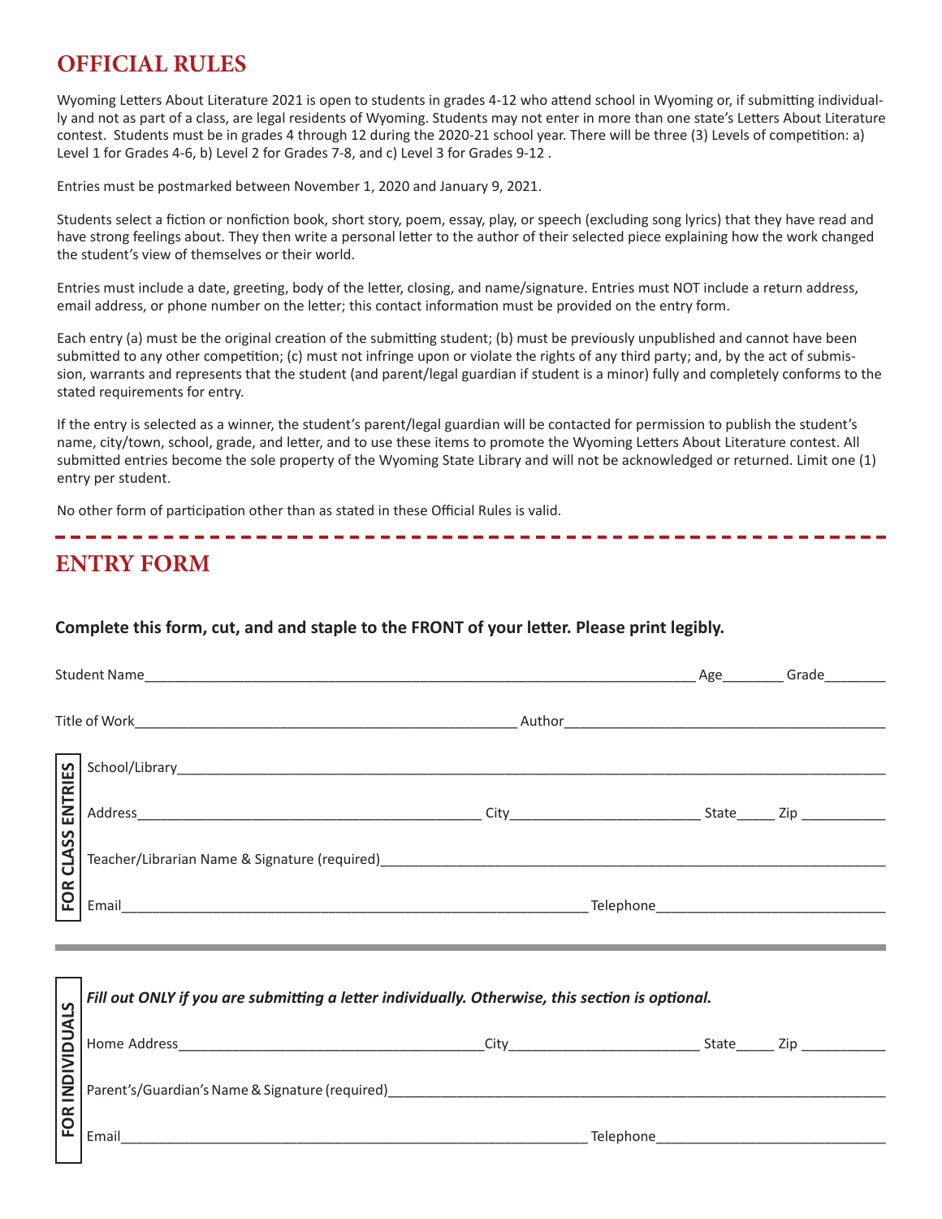## OFFICIAL RULES

Wyoming Letters About Literature 2021 is open to students in grades 4-12 who attend school in Wyoming or, if submitting individually and not as part of a class, are legal residents of Wyoming. Students may not enter in more than one state's Letters About Literature contest. Students must be in grades 4 through 12 during the 2020-21 school year. There will be three (3) Levels of competition: a) Level 1 for Grades 4-6, b) Level 2 for Grades 7-8, and c) Level 3 for Grades 9-12 .

Entries must be postmarked between November 1, 2020 and January 9, 2021.

Students select a fiction or nonfiction book, short story, poem, essay, play, or speech (excluding song lyrics) that they have read and have strong feelings about. They then write a personal letter to the author of their selected piece explaining how the work changed the student's view of themselves or their world.

Entries must include a date, greeting, body of the letter, closing, and name/signature. Entries must NOT include a return address, email address, or phone number on the letter; this contact information must be provided on the entry form.

Each entry (a) must be the original creation of the submitting student; (b) must be previously unpublished and cannot have been submitted to any other competition; (c) must not infringe upon or violate the rights of any third party; and, by the act of submission, warrants and represents that the student (and parent/legal guardian if student is a minor) fully and completely conforms to the stated requirements for entry.

If the entry is selected as a winner, the student's parent/legal guardian will be contacted for permission to publish the student's name, city/town, school, grade, and letter, and to use these items to promote the Wyoming Letters About Literature contest. All submitted entries become the sole property of the Wyoming State Library and will not be acknowledged or returned. Limit one (1) entry per student.

No other form of participation other than as stated in these Official Rules is valid.

## ENTRY FORM

**Complete this form, cut, and and staple to the FRONT of your letter. Please print legibly.**

Student Name\_\_\_\_\_\_\_\_\_\_\_\_\_\_\_\_\_\_\_\_\_\_\_\_\_\_\_\_\_\_\_\_ Age\_\_\_\_\_\_\_\_ Grade\_\_\_\_\_\_\_\_

Title of Work\_\_\_\_\_\_\_\_\_\_\_\_\_\_\_\_\_\_\_\_\_\_\_\_\_\_\_\_ Author\_\_\_\_\_\_\_\_\_\_\_\_\_\_\_\_\_\_\_\_\_\_\_\_\_\_\_\_

**FOR CLASS ENTRIES**

School/Library\_\_\_\_\_\_\_\_\_\_\_\_\_\_\_\_\_\_\_\_\_\_\_\_\_\_\_\_\_\_\_\_\_\_\_\_\_\_\_\_

Address\_\_\_\_\_\_\_\_\_\_\_\_\_\_\_\_\_\_\_\_\_\_\_\_ City\_\_\_\_\_\_\_\_\_\_\_\_\_\_\_\_ State\_\_\_\_\_ Zip \_\_\_\_\_\_\_\_\_\_\_

Teacher/Librarian Name & Signature (required)\_\_\_\_\_\_\_\_\_\_\_\_\_\_\_\_\_\_\_\_\_\_\_\_\_\_\_\_\_\_\_\_

Email\_\_\_\_\_\_\_\_\_\_\_\_\_\_\_\_\_\_\_\_\_\_\_\_\_\_\_\_\_\_\_\_ Telephone\_\_\_\_\_\_\_\_\_\_\_\_\_\_\_\_\_\_\_\_\_\_\_\_\_\_\_\_\_\_

**FOR INDIVIDUALS**

*Fill out ONLY if you are submitting a letter individually. Otherwise, this section is optional.*

Home Address\_\_\_\_\_\_\_\_\_\_\_\_\_\_\_\_\_\_\_\_\_\_\_\_ City\_\_\_\_\_\_\_\_\_\_\_\_\_\_\_\_ State\_\_\_\_\_ Zip \_\_\_\_\_\_\_\_\_\_\_

Parent's/Guardian's Name & Signature (required)\_\_\_\_\_\_\_\_\_\_\_\_\_\_\_\_\_\_\_\_\_\_\_\_\_\_\_\_\_\_\_\_

Email\_\_\_\_\_\_\_\_\_\_\_\_\_\_\_\_\_\_\_\_\_\_\_\_\_\_\_\_\_\_\_\_ Telephone\_\_\_\_\_\_\_\_\_\_\_\_\_\_\_\_\_\_\_\_\_\_\_\_\_\_\_\_\_\_